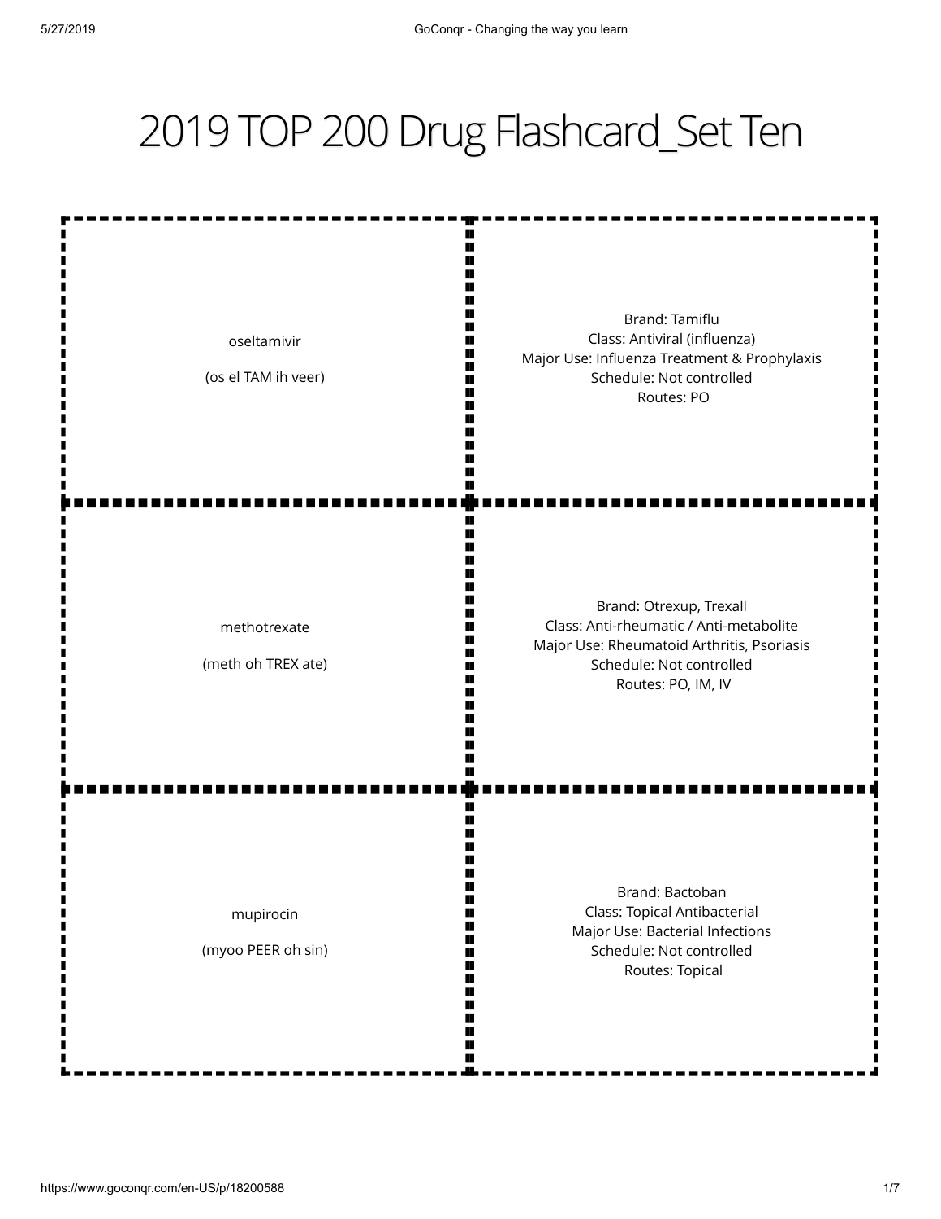# 2019 TOP 200 Drug Flashcard_Set Ten

| Drug | Details |
|---|---|
| oseltamivir<br><br>(os el TAM ih veer) | Brand: Tamiflu<br>Class: Antiviral (influenza)<br>Major Use: Influenza Treatment & Prophylaxis<br>Schedule: Not controlled<br>Routes: PO |
| methotrexate<br><br>(meth oh TREX ate) | Brand: Otrexup, Trexall<br>Class: Anti-rheumatic / Anti-metabolite<br>Major Use: Rheumatoid Arthritis, Psoriasis<br>Schedule: Not controlled<br>Routes: PO, IM, IV |
| mupirocin<br><br>(myoo PEER oh sin) | Brand: Bactoban<br>Class: Topical Antibacterial<br>Major Use: Bacterial Infections<br>Schedule: Not controlled<br>Routes: Topical |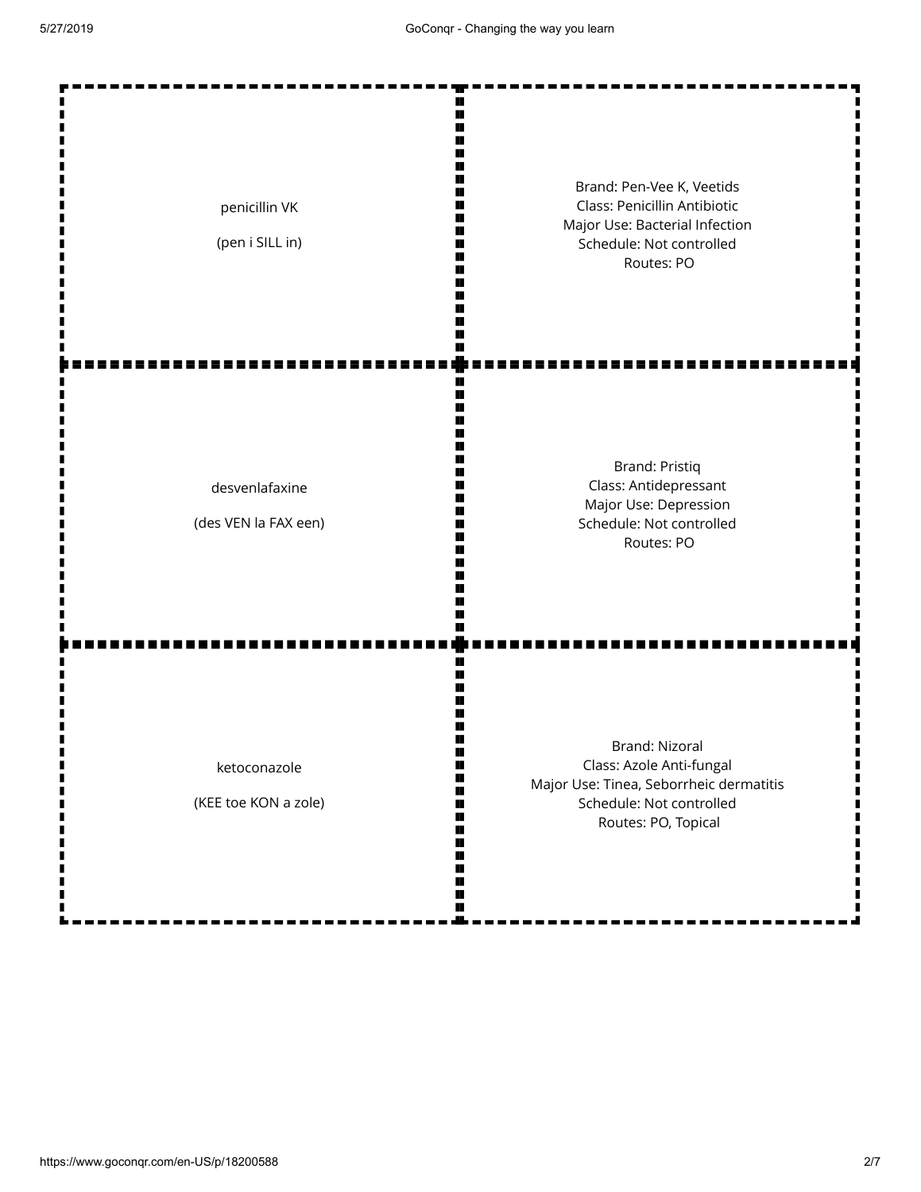| | |
|---|---|
| penicillin VK<br><br>(pen i SILL in) | Brand: Pen-Vee K, Veetids<br>Class: Penicillin Antibiotic<br>Major Use: Bacterial Infection<br>Schedule: Not controlled<br>Routes: PO |
| desvenlafaxine<br><br>(des VEN la FAX een) | Brand: Pristiq<br>Class: Antidepressant<br>Major Use: Depression<br>Schedule: Not controlled<br>Routes: PO |
| ketoconazole<br><br>(KEE toe KON a zole) | Brand: Nizoral<br>Class: Azole Anti-fungal<br>Major Use: Tinea, Seborrheic dermatitis<br>Schedule: Not controlled<br>Routes: PO, Topical |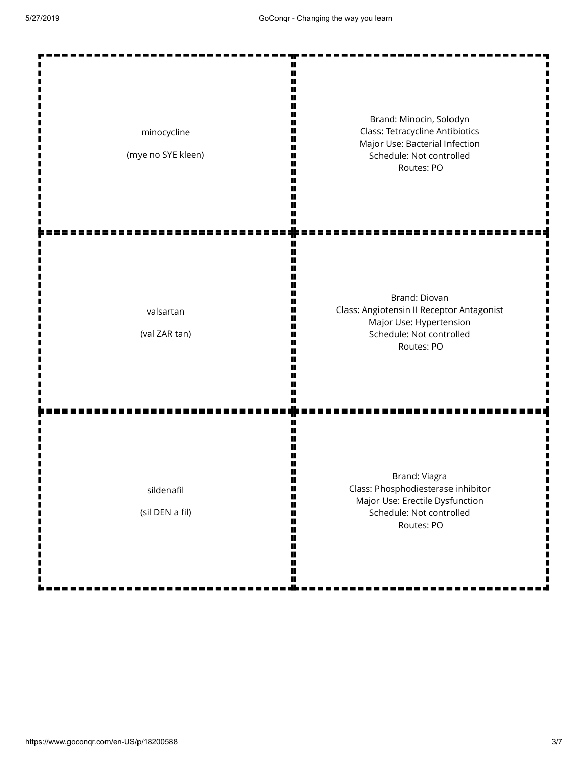| | |
|---|---|
| minocycline<br><br>(mye no SYE kleen) | Brand: Minocin, Solodyn<br>Class: Tetracycline Antibiotics<br>Major Use: Bacterial Infection<br>Schedule: Not controlled<br>Routes: PO |
| valsartan<br><br>(val ZAR tan) | Brand: Diovan<br>Class: Angiotensin II Receptor Antagonist<br>Major Use: Hypertension<br>Schedule: Not controlled<br>Routes: PO |
| sildenafil<br><br>(sil DEN a fil) | Brand: Viagra<br>Class: Phosphodiesterase inhibitor<br>Major Use: Erectile Dysfunction<br>Schedule: Not controlled<br>Routes: PO |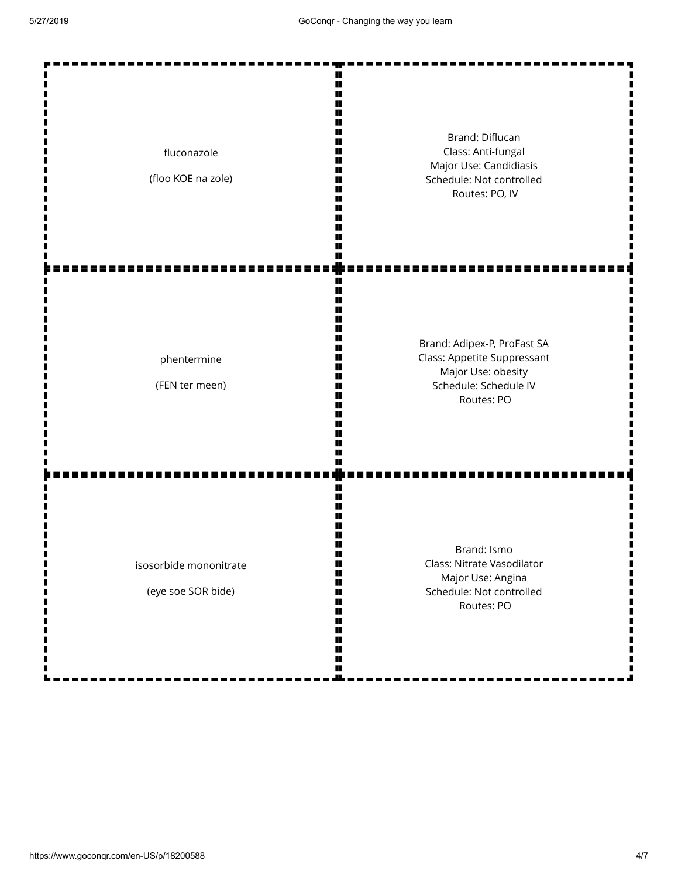| Term | Definition |
| --- | --- |
| fluconazole<br><br>(floo KOE na zole) | Brand: Diflucan<br>Class: Anti-fungal<br>Major Use: Candidiasis<br>Schedule: Not controlled<br>Routes: PO, IV |
| phentermine<br><br>(FEN ter meen) | Brand: Adipex-P, ProFast SA<br>Class: Appetite Suppressant<br>Major Use: obesity<br>Schedule: Schedule IV<br>Routes: PO |
| isosorbide mononitrate<br><br>(eye soe SOR bide) | Brand: Ismo<br>Class: Nitrate Vasodilator<br>Major Use: Angina<br>Schedule: Not controlled<br>Routes: PO |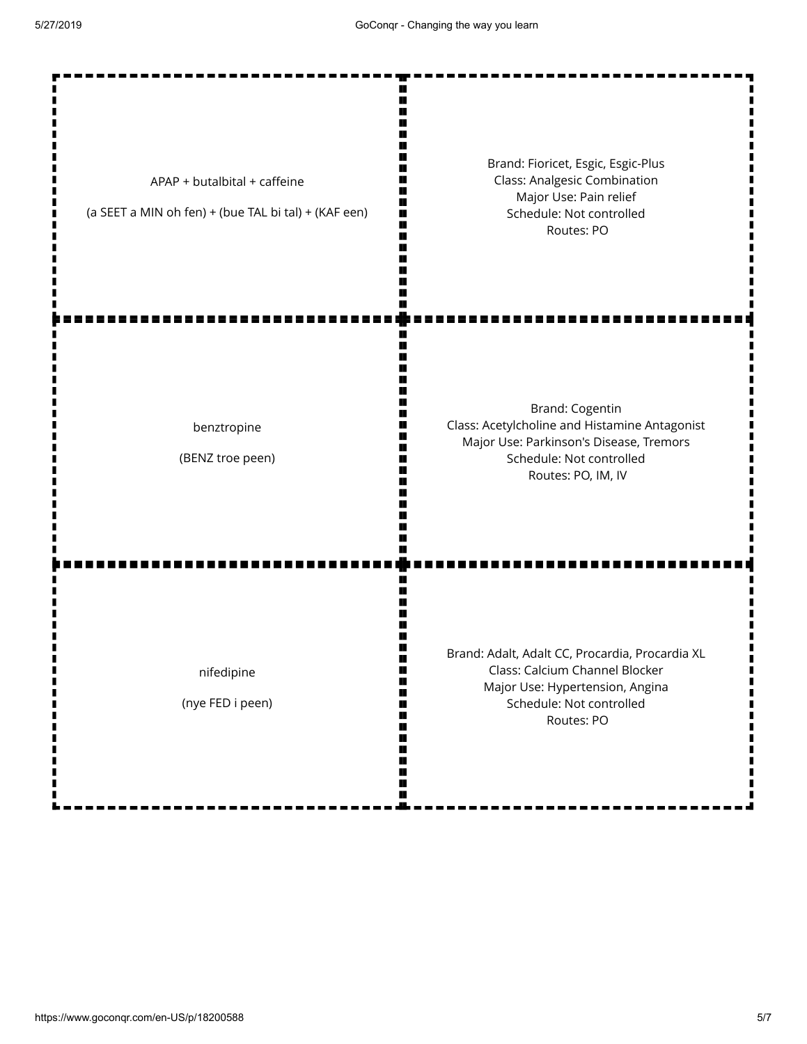| | |
|---|---|
| APAP + butalbital + caffeine<br><br>(a SEET a MIN oh fen) + (bue TAL bi tal) + (KAF een) | Brand: Fioricet, Esgic, Esgic-Plus<br>Class: Analgesic Combination<br>Major Use: Pain relief<br>Schedule: Not controlled<br>Routes: PO |
| benztropine<br><br>(BENZ troe peen) | Brand: Cogentin<br>Class: Acetylcholine and Histamine Antagonist<br>Major Use: Parkinson's Disease, Tremors<br>Schedule: Not controlled<br>Routes: PO, IM, IV |
| nifedipine<br><br>(nye FED i peen) | Brand: Adalt, Adalt CC, Procardia, Procardia XL<br>Class: Calcium Channel Blocker<br>Major Use: Hypertension, Angina<br>Schedule: Not controlled<br>Routes: PO |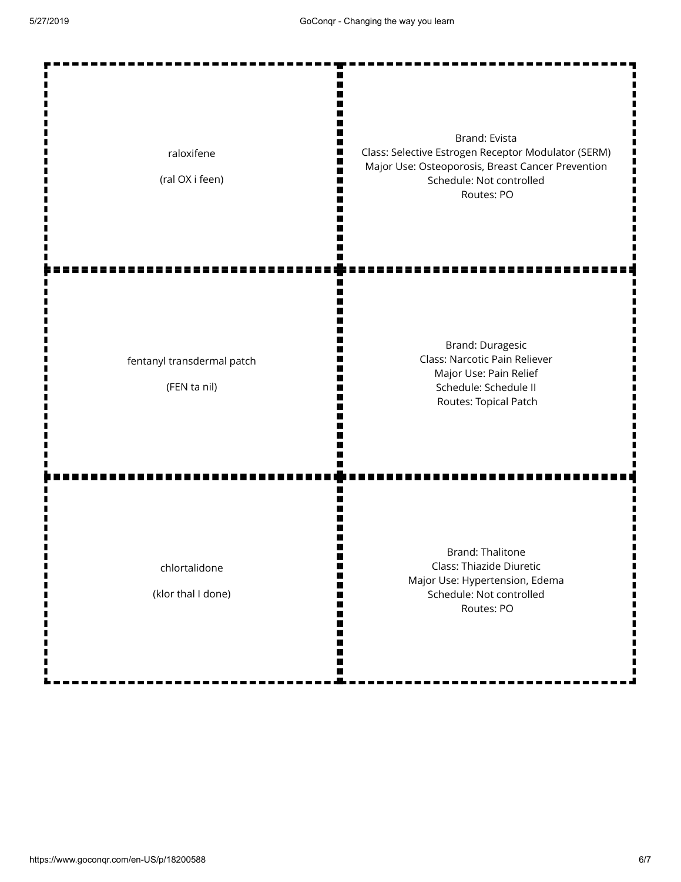| Drug | Details |
| --- | --- |
| raloxifene<br><br>(ral OX i feen) | Brand: Evista<br>Class: Selective Estrogen Receptor Modulator (SERM)<br>Major Use: Osteoporosis, Breast Cancer Prevention<br>Schedule: Not controlled<br>Routes: PO |
| fentanyl transdermal patch<br><br>(FEN ta nil) | Brand: Duragesic<br>Class: Narcotic Pain Reliever<br>Major Use: Pain Relief<br>Schedule: Schedule II<br>Routes: Topical Patch |
| chlortalidone<br><br>(klor thal I done) | Brand: Thalitone<br>Class: Thiazide Diuretic<br>Major Use: Hypertension, Edema<br>Schedule: Not controlled<br>Routes: PO |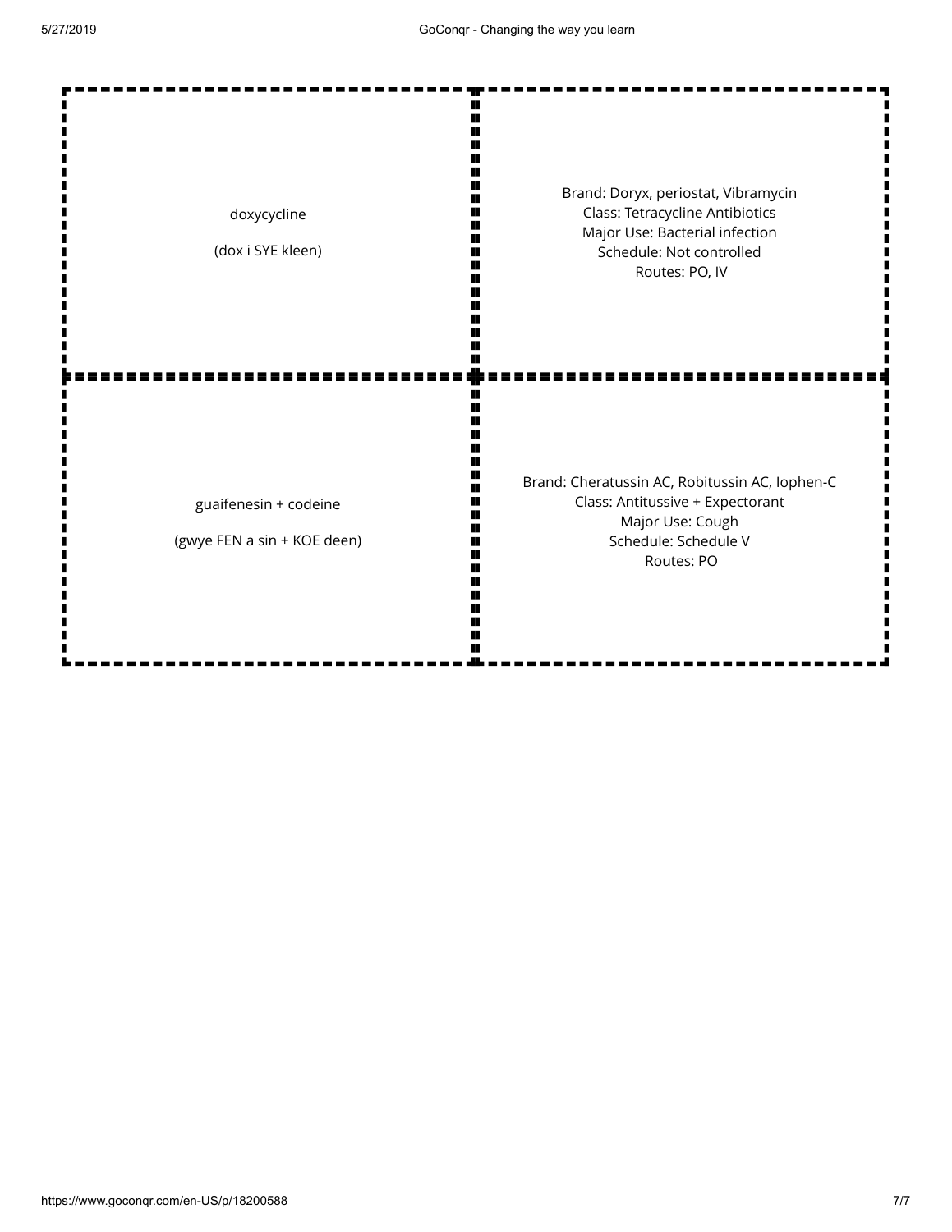| | |
|---|---|
| doxycycline<br><br>(dox i SYE kleen) | Brand: Doryx, periostat, Vibramycin<br>Class: Tetracycline Antibiotics<br>Major Use: Bacterial infection<br>Schedule: Not controlled<br>Routes: PO, IV |
| guaifenesin + codeine<br><br>(gwye FEN a sin + KOE deen) | Brand: Cheratussin AC, Robitussin AC, Iophen-C<br>Class: Antitussive + Expectorant<br>Major Use: Cough<br>Schedule: Schedule V<br>Routes: PO |